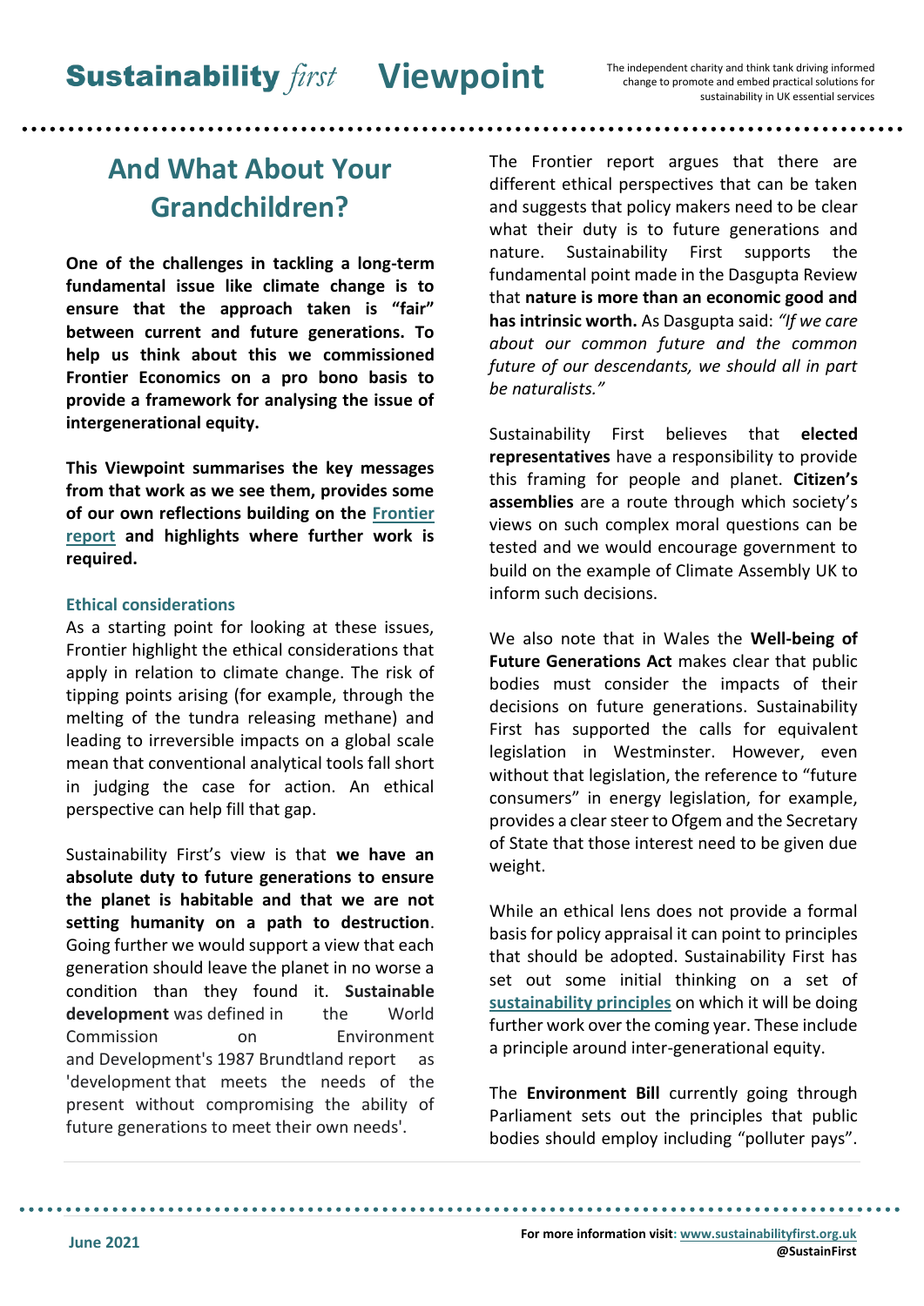# Sustainability first Viewpoint

The independent charity and think tank driving informed change to promote and embed practical solutions for sustainability in UK essential services

## And What About Your Grandchildren?

**One of the challenges in tackling a long-term fundamental issue like climate change is to ensure that the approach taken is "fair" between current and future generations. To help us think about this we commissioned Frontier Economics on a pro bono basis to provide a framework for analysing the issue of intergenerational equity.**

**This Viewpoint summarises the key messages from that work as we see them, provides some of our own reflections building on the [Frontier report](#) and highlights where further work is required.**

### Ethical considerations

As a starting point for looking at these issues, Frontier highlight the ethical considerations that apply in relation to climate change. The risk of tipping points arising (for example, through the melting of the tundra releasing methane) and leading to irreversible impacts on a global scale mean that conventional analytical tools fall short in judging the case for action. An ethical perspective can help fill that gap.

Sustainability First's view is that **we have an absolute duty to future generations to ensure the planet is habitable and that we are not setting humanity on a path to destruction**. Going further we would support a view that each generation should leave the planet in no worse a condition than they found it. **Sustainable development** was defined in the World Commission on Environment and Development's 1987 Brundtland report as 'development that meets the needs of the present without compromising the ability of future generations to meet their own needs'.

The Frontier report argues that there are different ethical perspectives that can be taken and suggests that policy makers need to be clear what their duty is to future generations and nature. Sustainability First supports the fundamental point made in the Dasgupta Review that **nature is more than an economic good and has intrinsic worth.** As Dasgupta said: *"If we care about our common future and the common future of our descendants, we should all in part be naturalists."*

Sustainability First believes that **elected representatives** have a responsibility to provide this framing for people and planet. **Citizen's assemblies** are a route through which society's views on such complex moral questions can be tested and we would encourage government to build on the example of Climate Assembly UK to inform such decisions.

We also note that in Wales the **Well-being of Future Generations Act** makes clear that public bodies must consider the impacts of their decisions on future generations. Sustainability First has supported the calls for equivalent legislation in Westminster. However, even without that legislation, the reference to "future consumers" in energy legislation, for example, provides a clear steer to Ofgem and the Secretary of State that those interest need to be given due weight.

While an ethical lens does not provide a formal basis for policy appraisal it can point to principles that should be adopted. Sustainability First has set out some initial thinking on a set of **[sustainability principles](#)** on which it will be doing further work over the coming year. These include a principle around inter-generational equity.

The **Environment Bill** currently going through Parliament sets out the principles that public bodies should employ including "polluter pays".

June 2021

For more information visit: www.sustainabilityfirst.org.uk
@SustainFirst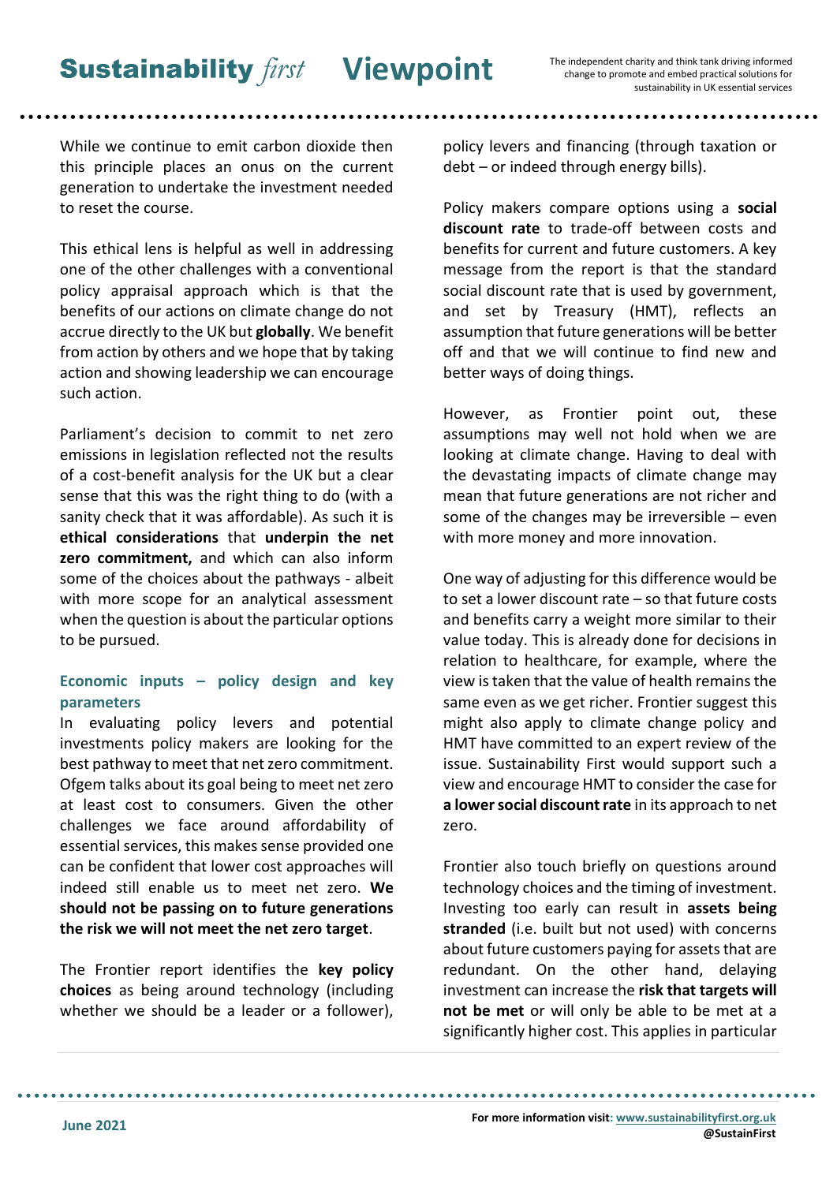While we continue to emit carbon dioxide then this principle places an onus on the current generation to undertake the investment needed to reset the course.

This ethical lens is helpful as well in addressing one of the other challenges with a conventional policy appraisal approach which is that the benefits of our actions on climate change do not accrue directly to the UK but **globally**. We benefit from action by others and we hope that by taking action and showing leadership we can encourage such action.

Parliament's decision to commit to net zero emissions in legislation reflected not the results of a cost-benefit analysis for the UK but a clear sense that this was the right thing to do (with a sanity check that it was affordable). As such it is **ethical considerations** that **underpin the net zero commitment,** and which can also inform some of the choices about the pathways - albeit with more scope for an analytical assessment when the question is about the particular options to be pursued.

### Economic inputs – policy design and key parameters

In evaluating policy levers and potential investments policy makers are looking for the best pathway to meet that net zero commitment. Ofgem talks about its goal being to meet net zero at least cost to consumers. Given the other challenges we face around affordability of essential services, this makes sense provided one can be confident that lower cost approaches will indeed still enable us to meet net zero. **We should not be passing on to future generations the risk we will not meet the net zero target**.

The Frontier report identifies the **key policy choices** as being around technology (including whether we should be a leader or a follower), policy levers and financing (through taxation or debt – or indeed through energy bills).

Policy makers compare options using a **social discount rate** to trade-off between costs and benefits for current and future customers. A key message from the report is that the standard social discount rate that is used by government, and set by Treasury (HMT), reflects an assumption that future generations will be better off and that we will continue to find new and better ways of doing things.

However, as Frontier point out, these assumptions may well not hold when we are looking at climate change. Having to deal with the devastating impacts of climate change may mean that future generations are not richer and some of the changes may be irreversible – even with more money and more innovation.

One way of adjusting for this difference would be to set a lower discount rate – so that future costs and benefits carry a weight more similar to their value today. This is already done for decisions in relation to healthcare, for example, where the view is taken that the value of health remains the same even as we get richer. Frontier suggest this might also apply to climate change policy and HMT have committed to an expert review of the issue. Sustainability First would support such a view and encourage HMT to consider the case for **a lower social discount rate** in its approach to net zero.

Frontier also touch briefly on questions around technology choices and the timing of investment. Investing too early can result in **assets being stranded** (i.e. built but not used) with concerns about future customers paying for assets that are redundant. On the other hand, delaying investment can increase the **risk that targets will not be met** or will only be able to be met at a significantly higher cost. This applies in particular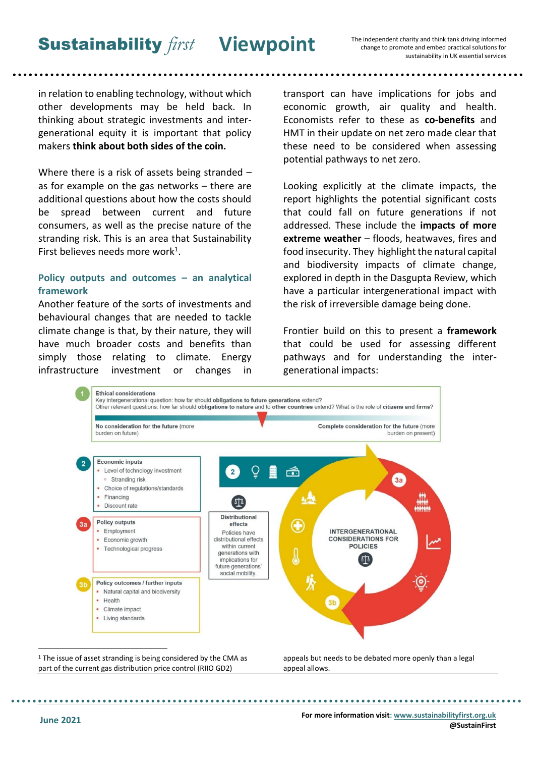in relation to enabling technology, without which other developments may be held back. In thinking about strategic investments and inter-generational equity it is important that policy makers **think about both sides of the coin.**

Where there is a risk of assets being stranded – as for example on the gas networks – there are additional questions about how the costs should be spread between current and future consumers, as well as the precise nature of the stranding risk. This is an area that Sustainability First believes needs more work[1].

### Policy outputs and outcomes – an analytical framework

Another feature of the sorts of investments and behavioural changes that are needed to tackle climate change is that, by their nature, they will have much broader costs and benefits than simply those relating to climate. Energy infrastructure investment or changes in transport can have implications for jobs and economic growth, air quality and health. Economists refer to these as **co-benefits** and HMT in their update on net zero made clear that these need to be considered when assessing potential pathways to net zero.

Looking explicitly at the climate impacts, the report highlights the potential significant costs that could fall on future generations if not addressed. These include the **impacts of more extreme weather** – floods, heatwaves, fires and food insecurity. They highlight the natural capital and biodiversity impacts of climate change, explored in depth in the Dasgupta Review, which have a particular intergenerational impact with the risk of irreversible damage being done.

Frontier build on this to present a **framework** that could be used for assessing different pathways and for understanding the inter-generational impacts:

**1 Ethical considerations**
Key intergenerational question: how far should **obligations to future generations** extend?
Other relevant questions: how far should **obligations to nature** and to **other countries** extend? What is the role of **citizens and firms**?

**No consideration for the future** (more burden on future) ⟷ **Complete consideration for the future** (more burden on present)

**2 Economic inputs**
- Level of technology investment
  - Stranding risk
- Choice of regulations/standards
- Financing
- Discount rate

**3a Policy outputs**
- Employment
- Economic growth
- Technological progress

**3b Policy outcomes / further inputs**
- Natural capital and biodiversity
- Health
- Climate impact
- Living standards

**Distributional effects**
Policies have distributional effects within current generations with implications for future generations' social mobility.

**INTERGENERATIONAL CONSIDERATIONS FOR POLICIES**

---

[1] The issue of asset stranding is being considered by the CMA as part of the current gas distribution price control (RIIO GD2) appeals but needs to be debated more openly than a legal appeal allows.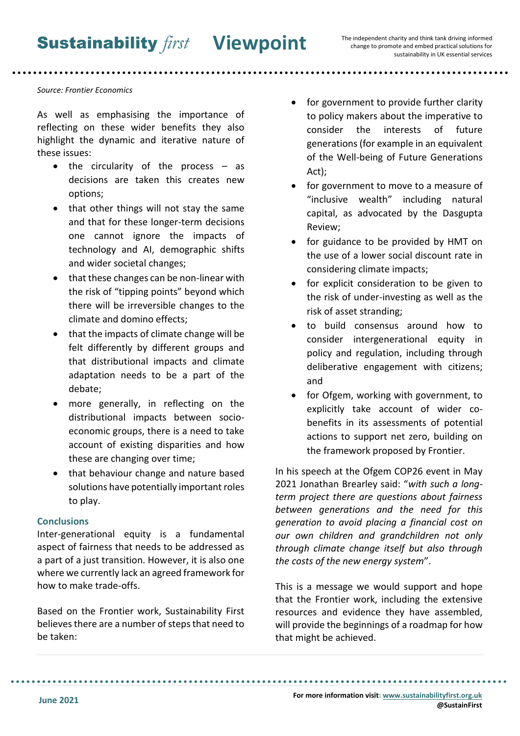*Source: Frontier Economics*

As well as emphasising the importance of reflecting on these wider benefits they also highlight the dynamic and iterative nature of these issues:

- the circularity of the process – as decisions are taken this creates new options;
- that other things will not stay the same and that for these longer-term decisions one cannot ignore the impacts of technology and AI, demographic shifts and wider societal changes;
- that these changes can be non-linear with the risk of "tipping points" beyond which there will be irreversible changes to the climate and domino effects;
- that the impacts of climate change will be felt differently by different groups and that distributional impacts and climate adaptation needs to be a part of the debate;
- more generally, in reflecting on the distributional impacts between socio-economic groups, there is a need to take account of existing disparities and how these are changing over time;
- that behaviour change and nature based solutions have potentially important roles to play.

## Conclusions

Inter-generational equity is a fundamental aspect of fairness that needs to be addressed as a part of a just transition. However, it is also one where we currently lack an agreed framework for how to make trade-offs.

Based on the Frontier work, Sustainability First believes there are a number of steps that need to be taken:

- for government to provide further clarity to policy makers about the imperative to consider the interests of future generations (for example in an equivalent of the Well-being of Future Generations Act);
- for government to move to a measure of "inclusive wealth" including natural capital, as advocated by the Dasgupta Review;
- for guidance to be provided by HMT on the use of a lower social discount rate in considering climate impacts;
- for explicit consideration to be given to the risk of under-investing as well as the risk of asset stranding;
- to build consensus around how to consider intergenerational equity in policy and regulation, including through deliberative engagement with citizens; and
- for Ofgem, working with government, to explicitly take account of wider co-benefits in its assessments of potential actions to support net zero, building on the framework proposed by Frontier.

In his speech at the Ofgem COP26 event in May 2021 Jonathan Brearley said: "*with such a long-term project there are questions about fairness between generations and the need for this generation to avoid placing a financial cost on our own children and grandchildren not only through climate change itself but also through the costs of the new energy system*".

This is a message we would support and hope that the Frontier work, including the extensive resources and evidence they have assembled, will provide the beginnings of a roadmap for how that might be achieved.

**June 2021**

**For more information visit: www.sustainabilityfirst.org.uk**
**@SustainFirst**